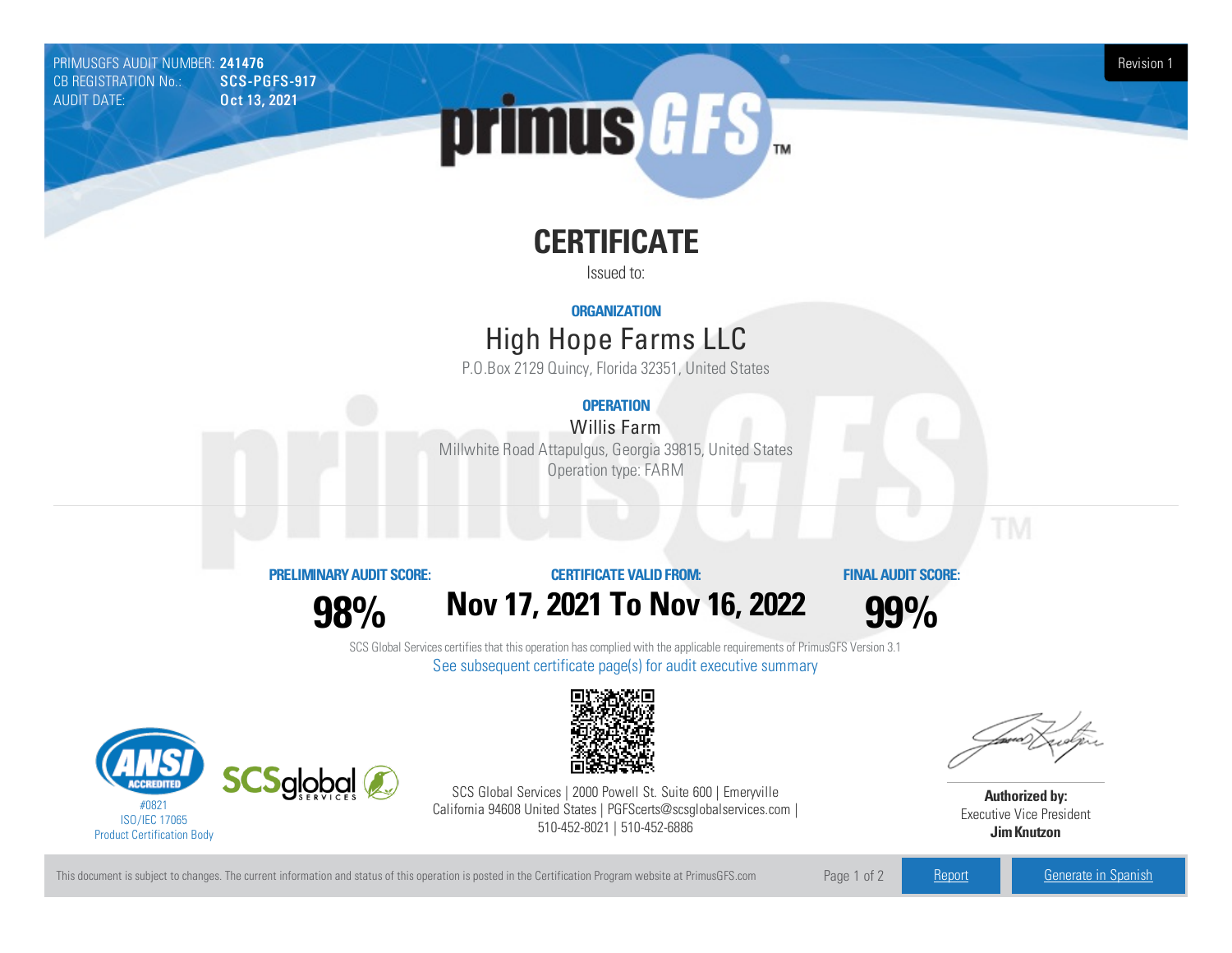PRIMUSGFS AUDIT NUMBER: **241476**
CB REGISTRATION No.: **SCS-PGFS-917**
AUDIT DATE: **Oct 13, 2021**

Revision 1

# CERTIFICATE

Issued to:

## ORGANIZATION

High Hope Farms LLC

P.O.Box 2129 Quincy, Florida 32351, United States

## OPERATION

Willis Farm

Millwhite Road Attapulgus, Georgia 39815, United States

Operation type: FARM

**PRELIMINARY AUDIT SCORE:** **98%**

**CERTIFICATE VALID FROM:** **Nov 17, 2021 To Nov 16, 2022**

**FINAL AUDIT SCORE:** **99%**

SCS Global Services certifies that this operation has complied with the applicable requirements of PrimusGFS Version 3.1

See subsequent certificate page(s) for audit executive summary

#0821
ISO/IEC 17065
Product Certification Body

SCS Global Services | 2000 Powell St. Suite 600 | Emeryville California 94608 United States | PGFScerts@scsglobalservices.com | 510-452-8021 | 510-452-6886

**Authorized by:**
Executive Vice President
**Jim Knutzon**

This document is subject to changes. The current information and status of this operation is posted in the Certification Program website at PrimusGFS.com

Report | Generate in Spanish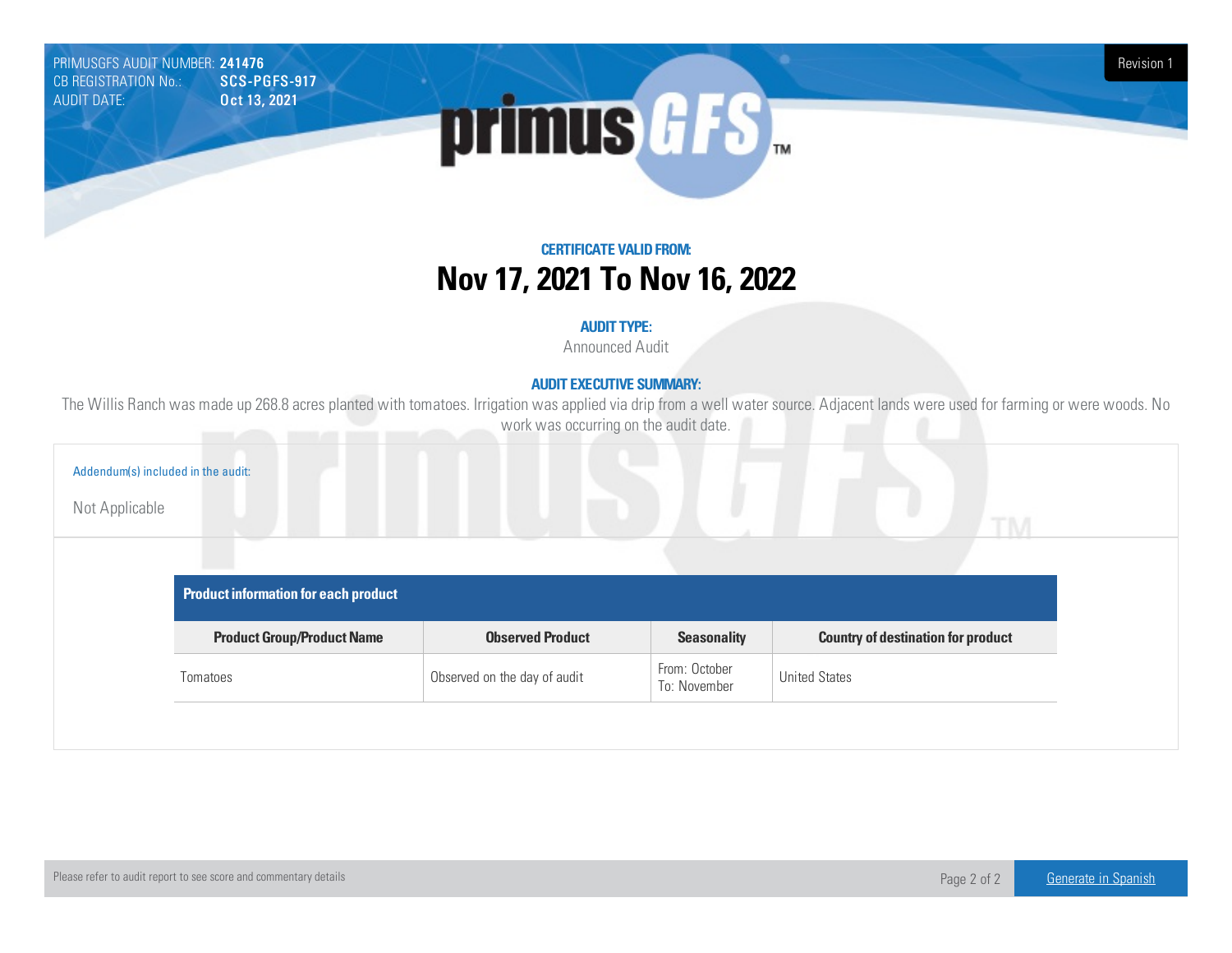PRIMUSGFS AUDIT NUMBER: **241476**
CB REGISTRATION No.: **SCS-PGFS-917**
AUDIT DATE: **Oct 13, 2021**

Revision 1

### CERTIFICATE VALID FROM:

# Nov 17, 2021 To Nov 16, 2022

### AUDIT TYPE:

Announced Audit

### AUDIT EXECUTIVE SUMMARY:

The Willis Ranch was made up 268.8 acres planted with tomatoes. Irrigation was applied via drip from a well water source. Adjacent lands were used for farming or were woods. No work was occurring on the audit date.

Addendum(s) included in the audit:

Not Applicable

**Product information for each product**

| Product Group/Product Name | Observed Product | Seasonality | Country of destination for product |
|---|---|---|---|
| Tomatoes | Observed on the day of audit | From: October<br>To: November | United States |

Please refer to audit report to see score and commentary details

Generate in Spanish